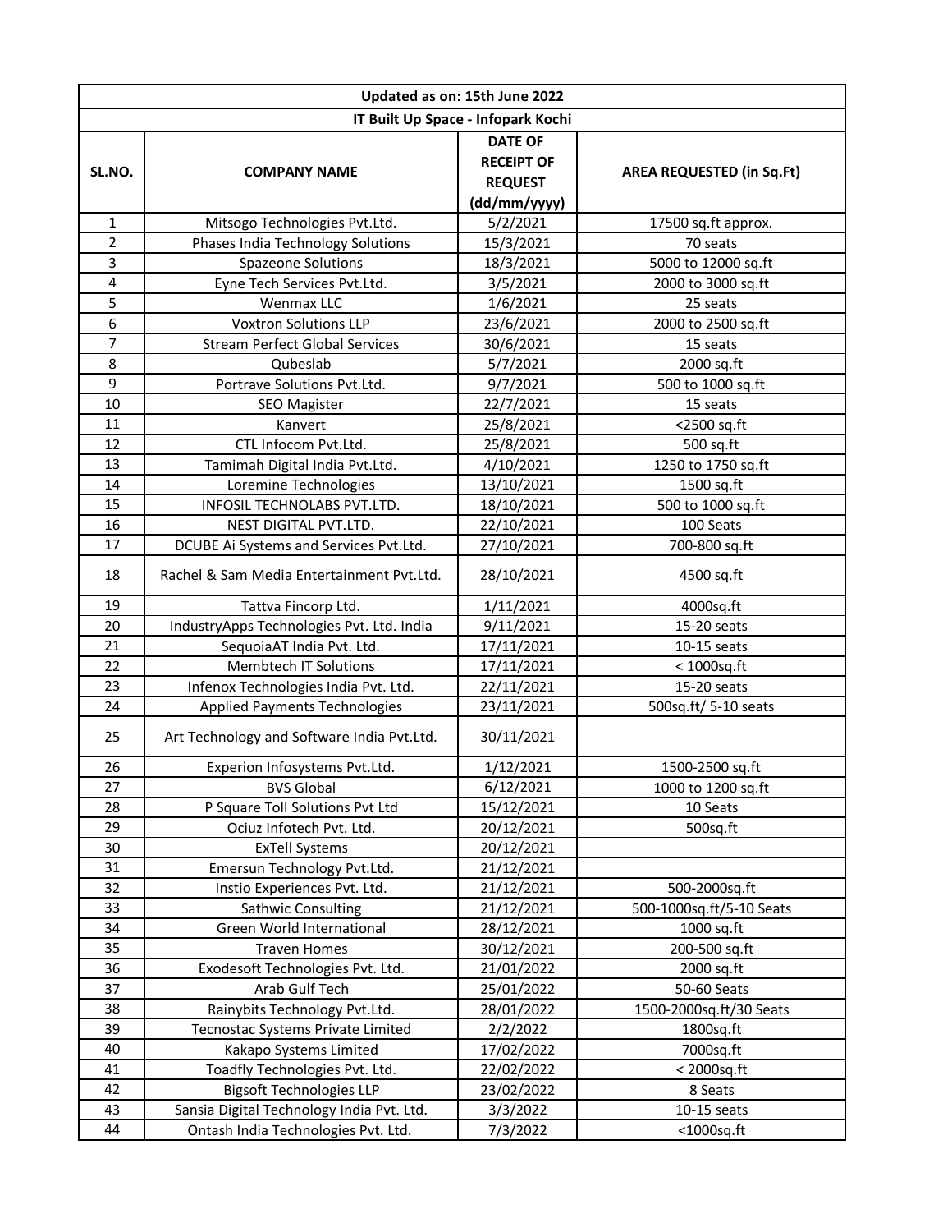| Updated as on: 15th June 2022 | | | |
|---|---|---|---|
| **IT Built Up Space - Infopark Kochi** | | | |
| **SL.NO.** | **COMPANY NAME** | **DATE OF RECEIPT OF REQUEST (dd/mm/yyyy)** | **AREA REQUESTED (in Sq.Ft)** |
| 1 | Mitsogo Technologies Pvt.Ltd. | 5/2/2021 | 17500 sq.ft approx. |
| 2 | Phases India Technology Solutions | 15/3/2021 | 70 seats |
| 3 | Spazeone Solutions | 18/3/2021 | 5000 to 12000 sq.ft |
| 4 | Eyne Tech Services Pvt.Ltd. | 3/5/2021 | 2000 to 3000 sq.ft |
| 5 | Wenmax LLC | 1/6/2021 | 25 seats |
| 6 | Voxtron Solutions LLP | 23/6/2021 | 2000 to 2500 sq.ft |
| 7 | Stream Perfect Global Services | 30/6/2021 | 15 seats |
| 8 | Qubeslab | 5/7/2021 | 2000 sq.ft |
| 9 | Portrave Solutions Pvt.Ltd. | 9/7/2021 | 500 to 1000 sq.ft |
| 10 | SEO Magister | 22/7/2021 | 15 seats |
| 11 | Kanvert | 25/8/2021 | <2500 sq.ft |
| 12 | CTL Infocom Pvt.Ltd. | 25/8/2021 | 500 sq.ft |
| 13 | Tamimah Digital India Pvt.Ltd. | 4/10/2021 | 1250 to 1750 sq.ft |
| 14 | Loremine Technologies | 13/10/2021 | 1500 sq.ft |
| 15 | INFOSIL TECHNOLABS PVT.LTD. | 18/10/2021 | 500 to 1000 sq.ft |
| 16 | NEST DIGITAL PVT.LTD. | 22/10/2021 | 100 Seats |
| 17 | DCUBE Ai Systems and Services Pvt.Ltd. | 27/10/2021 | 700-800 sq.ft |
| 18 | Rachel & Sam Media Entertainment Pvt.Ltd. | 28/10/2021 | 4500 sq.ft |
| 19 | Tattva Fincorp Ltd. | 1/11/2021 | 4000sq.ft |
| 20 | IndustryApps Technologies Pvt. Ltd. India | 9/11/2021 | 15-20 seats |
| 21 | SequoiaAT India Pvt. Ltd. | 17/11/2021 | 10-15 seats |
| 22 | Membtech IT Solutions | 17/11/2021 | < 1000sq.ft |
| 23 | Infenox Technologies India Pvt. Ltd. | 22/11/2021 | 15-20 seats |
| 24 | Applied Payments Technologies | 23/11/2021 | 500sq.ft/ 5-10 seats |
| 25 | Art Technology and Software India Pvt.Ltd. | 30/11/2021 | |
| 26 | Experion Infosystems Pvt.Ltd. | 1/12/2021 | 1500-2500 sq.ft |
| 27 | BVS Global | 6/12/2021 | 1000 to 1200 sq.ft |
| 28 | P Square Toll Solutions Pvt Ltd | 15/12/2021 | 10 Seats |
| 29 | Ociuz Infotech Pvt. Ltd. | 20/12/2021 | 500sq.ft |
| 30 | ExTell Systems | 20/12/2021 | |
| 31 | Emersun Technology Pvt.Ltd. | 21/12/2021 | |
| 32 | Instio Experiences Pvt. Ltd. | 21/12/2021 | 500-2000sq.ft |
| 33 | Sathwic Consulting | 21/12/2021 | 500-1000sq.ft/5-10 Seats |
| 34 | Green World International | 28/12/2021 | 1000 sq.ft |
| 35 | Traven Homes | 30/12/2021 | 200-500 sq.ft |
| 36 | Exodesoft Technologies Pvt. Ltd. | 21/01/2022 | 2000 sq.ft |
| 37 | Arab Gulf Tech | 25/01/2022 | 50-60 Seats |
| 38 | Rainybits Technology Pvt.Ltd. | 28/01/2022 | 1500-2000sq.ft/30 Seats |
| 39 | Tecnostac Systems Private Limited | 2/2/2022 | 1800sq.ft |
| 40 | Kakapo Systems Limited | 17/02/2022 | 7000sq.ft |
| 41 | Toadfly Technologies Pvt. Ltd. | 22/02/2022 | < 2000sq.ft |
| 42 | Bigsoft Technologies LLP | 23/02/2022 | 8 Seats |
| 43 | Sansia Digital Technology India Pvt. Ltd. | 3/3/2022 | 10-15 seats |
| 44 | Ontash India Technologies Pvt. Ltd. | 7/3/2022 | <1000sq.ft |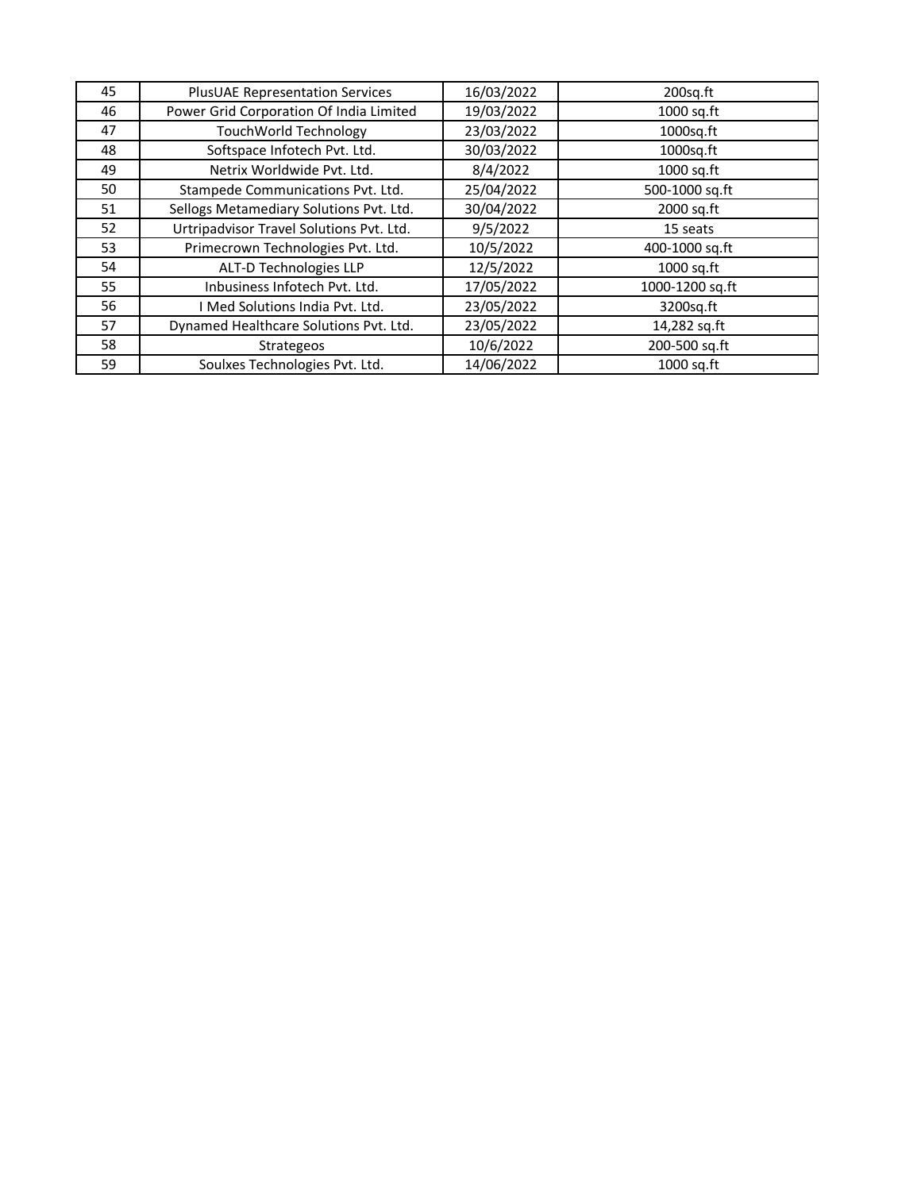| | | | |
|---|---|---|---|
| 45 | PlusUAE Representation Services | 16/03/2022 | 200sq.ft |
| 46 | Power Grid Corporation Of India Limited | 19/03/2022 | 1000 sq.ft |
| 47 | TouchWorld Technology | 23/03/2022 | 1000sq.ft |
| 48 | Softspace Infotech Pvt. Ltd. | 30/03/2022 | 1000sq.ft |
| 49 | Netrix Worldwide Pvt. Ltd. | 8/4/2022 | 1000 sq.ft |
| 50 | Stampede Communications Pvt. Ltd. | 25/04/2022 | 500-1000 sq.ft |
| 51 | Sellogs Metamediary Solutions Pvt. Ltd. | 30/04/2022 | 2000 sq.ft |
| 52 | Urtripadvisor Travel Solutions Pvt. Ltd. | 9/5/2022 | 15 seats |
| 53 | Primecrown Technologies Pvt. Ltd. | 10/5/2022 | 400-1000 sq.ft |
| 54 | ALT-D Technologies LLP | 12/5/2022 | 1000 sq.ft |
| 55 | Inbusiness Infotech Pvt. Ltd. | 17/05/2022 | 1000-1200 sq.ft |
| 56 | I Med Solutions India Pvt. Ltd. | 23/05/2022 | 3200sq.ft |
| 57 | Dynamed Healthcare Solutions Pvt. Ltd. | 23/05/2022 | 14,282 sq.ft |
| 58 | Strategeos | 10/6/2022 | 200-500 sq.ft |
| 59 | Soulxes Technologies Pvt. Ltd. | 14/06/2022 | 1000 sq.ft |